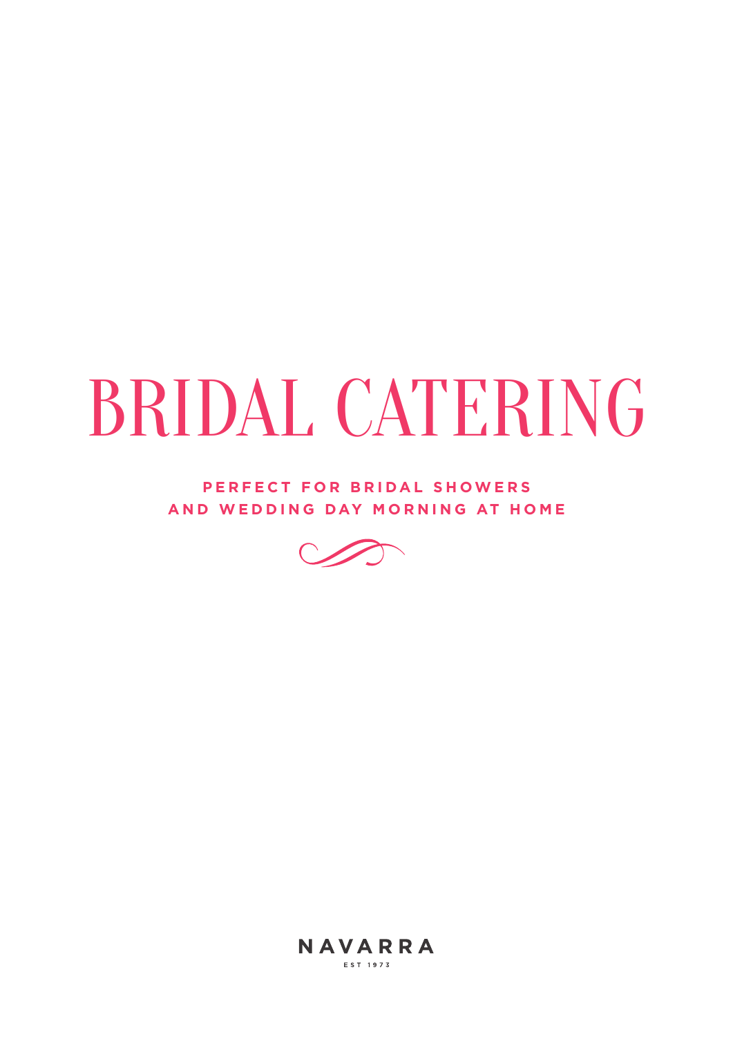# BRIDAL CATERING

**PERFECT FOR BRIDAL SHOWERS AND WEDDING DAY MORNING AT HOME**

NAVARRA

EST 1973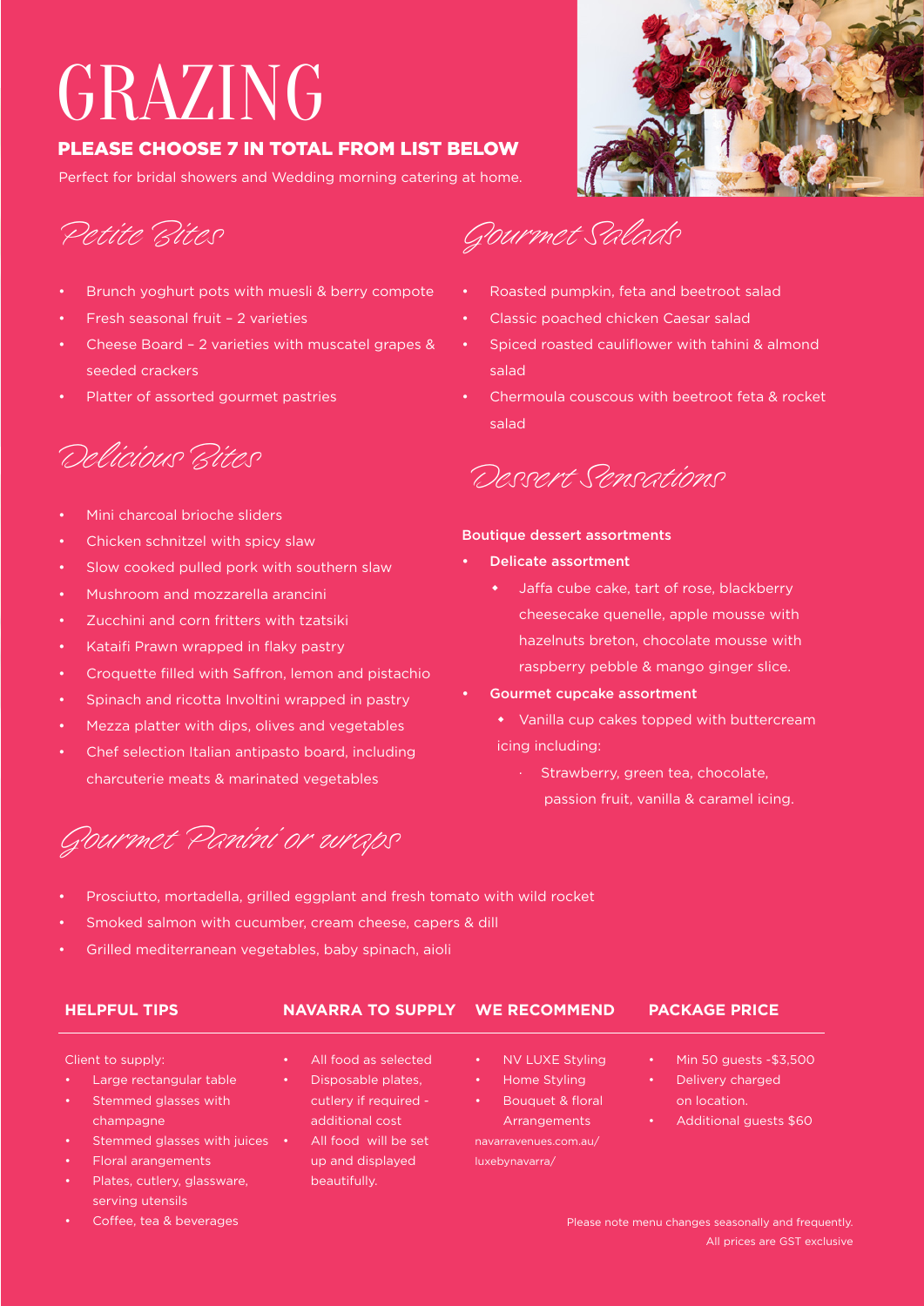# GRAZING

**PLEASE CHOOSE 7 IN TOTAL FROM LIST BELOW**

Perfect for bridal showers and Wedding morning catering at home.

## Petite Bites

- Brunch yoghurt pots with muesli & berry compote
- Fresh seasonal fruit – 2 varieties
- Cheese Board – 2 varieties with muscatel grapes & seeded crackers
- Platter of assorted gourmet pastries

## Delicious Bites

- Mini charcoal brioche sliders
- Chicken schnitzel with spicy slaw
- Slow cooked pulled pork with southern slaw
- Mushroom and mozzarella arancini
- Zucchini and corn fritters with tzatsiki
- Kataifi Prawn wrapped in flaky pastry
- Croquette filled with Saffron, lemon and pistachio
- Spinach and ricotta Involtini wrapped in pastry
- Mezza platter with dips, olives and vegetables
- Chef selection Italian antipasto board, including charcuterie meats & marinated vegetables

## Gourmet Salads

- Roasted pumpkin, feta and beetroot salad
- Classic poached chicken Caesar salad
- Spiced roasted cauliflower with tahini & almond salad
- Chermoula couscous with beetroot feta & rocket salad

## Dessert Sensations

**Boutique dessert assortments**

- **Delicate assortment**
  - Jaffa cube cake, tart of rose, blackberry cheesecake quenelle, apple mousse with hazelnuts breton, chocolate mousse with raspberry pebble & mango ginger slice.
- **Gourmet cupcake assortment**
  - Vanilla cup cakes topped with buttercream icing including:
    - Strawberry, green tea, chocolate, passion fruit, vanilla & caramel icing.

## Gourmet Panini or wraps

- Prosciutto, mortadella, grilled eggplant and fresh tomato with wild rocket
- Smoked salmon with cucumber, cream cheese, capers & dill
- Grilled mediterranean vegetables, baby spinach, aioli

### HELPFUL TIPS

Client to supply:

- Large rectangular table
- Stemmed glasses with champagne
- Stemmed glasses with juices
- Floral arangements
- Plates, cutlery, glassware, serving utensils
- Coffee, tea & beverages

### NAVARRA TO SUPPLY

- All food as selected
- Disposable plates, cutlery if required - additional cost
- All food will be set up and displayed beautifully.

### WE RECOMMEND

- NV LUXE Styling
- Home Styling
- Bouquet & floral Arrangements

navarravenues.com.au/luxebynavarra/

### PACKAGE PRICE

- Min 50 guests -$3,500
- Delivery charged on location.
- Additional guests $60

Please note menu changes seasonally and frequently.
All prices are GST exclusive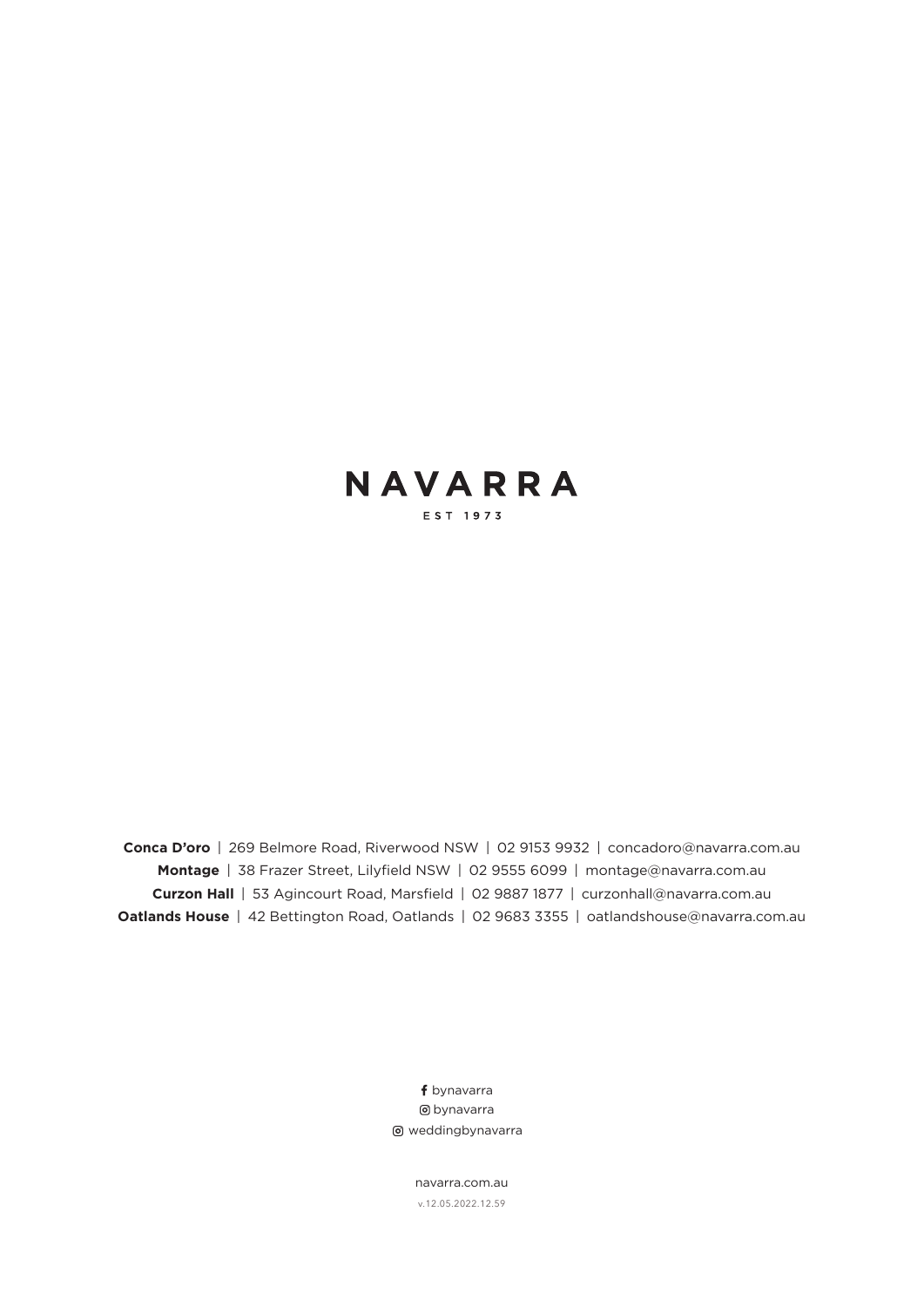# NAVARRA

EST 1973

**Conca D'oro** | 269 Belmore Road, Riverwood NSW | 02 9153 9932 | concadoro@navarra.com.au
**Montage** | 38 Frazer Street, Lilyfield NSW | 02 9555 6099 | montage@navarra.com.au
**Curzon Hall** | 53 Agincourt Road, Marsfield | 02 9887 1877 | curzonhall@navarra.com.au
**Oatlands House** | 42 Bettington Road, Oatlands | 02 9683 3355 | oatlandshouse@navarra.com.au

bynavarra
bynavarra
weddingbynavarra

navarra.com.au

v.12.05.2022.12.59